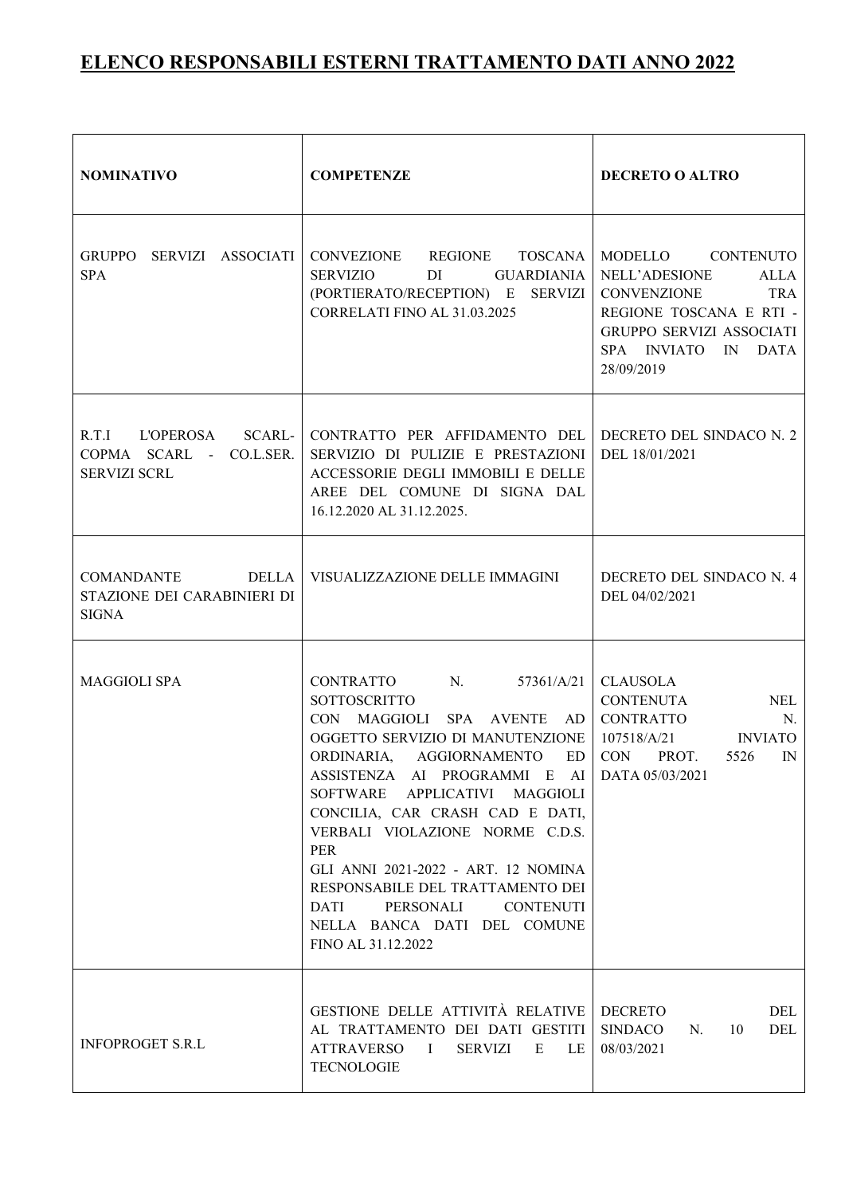# ELENCO RESPONSABILI ESTERNI TRATTAMENTO DATI ANNO 2022

| NOMINATIVO | COMPETENZE | DECRETO O ALTRO |
|---|---|---|
| GRUPPO SERVIZI ASSOCIATI SPA | CONVEZIONE REGIONE TOSCANA SERVIZIO DI GUARDIANIA (PORTIERATO/RECEPTION) E SERVIZI CORRELATI FINO AL 31.03.2025 | MODELLO CONTENUTO NELL'ADESIONE ALLA CONVENZIONE TRA REGIONE TOSCANA E RTI - GRUPPO SERVIZI ASSOCIATI SPA INVIATO IN DATA 28/09/2019 |
| R.T.I L'OPEROSA SCARL- COPMA SCARL - CO.L.SER. SERVIZI SCRL | CONTRATTO PER AFFIDAMENTO DEL SERVIZIO DI PULIZIE E PRESTAZIONI ACCESSORIE DEGLI IMMOBILI E DELLE AREE DEL COMUNE DI SIGNA DAL 16.12.2020 AL 31.12.2025. | DECRETO DEL SINDACO N. 2 DEL 18/01/2021 |
| COMANDANTE DELLA STAZIONE DEI CARABINIERI DI SIGNA | VISUALIZZAZIONE DELLE IMMAGINI | DECRETO DEL SINDACO N. 4 DEL 04/02/2021 |
| MAGGIOLI SPA | CONTRATTO N. 57361/A/21 SOTTOSCRITTO CON MAGGIOLI SPA AVENTE AD OGGETTO SERVIZIO DI MANUTENZIONE ORDINARIA, AGGIORNAMENTO ED ASSISTENZA AI PROGRAMMI E AI SOFTWARE APPLICATIVI MAGGIOLI CONCILIA, CAR CRASH CAD E DATI, VERBALI VIOLAZIONE NORME C.D.S. PER GLI ANNI 2021-2022 - ART. 12 NOMINA RESPONSABILE DEL TRATTAMENTO DEI DATI PERSONALI CONTENUTI NELLA BANCA DATI DEL COMUNE FINO AL 31.12.2022 | CLAUSOLA CONTENUTA NEL CONTRATTO N. 107518/A/21 INVIATO CON PROT. 5526 IN DATA 05/03/2021 |
| INFOPROGET S.R.L | GESTIONE DELLE ATTIVITÀ RELATIVE AL TRATTAMENTO DEI DATI GESTITI ATTRAVERSO I SERVIZI E LE TECNOLOGIE | DECRETO DEL SINDACO N. 10 DEL 08/03/2021 |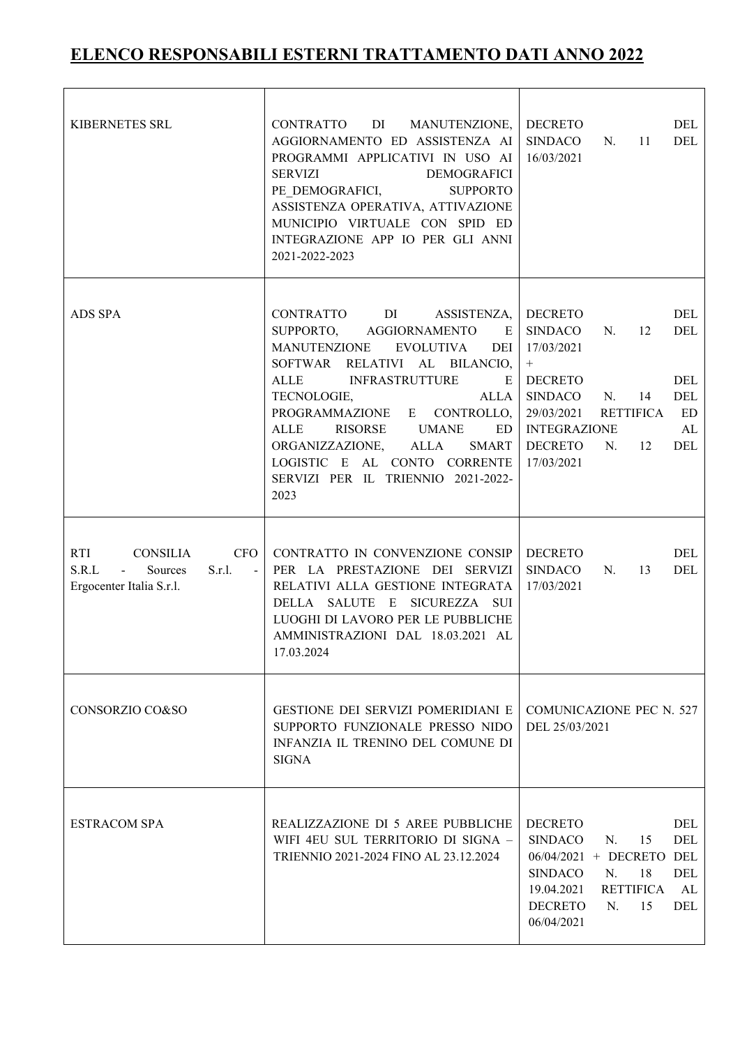# ELENCO RESPONSABILI ESTERNI TRATTAMENTO DATI ANNO 2022

| | | |
|---|---|---|
| KIBERNETES SRL | CONTRATTO DI MANUTENZIONE, AGGIORNAMENTO ED ASSISTENZA AI PROGRAMMI APPLICATIVI IN USO AI SERVIZI DEMOGRAFICI PE_DEMOGRAFICI, SUPPORTO ASSISTENZA OPERATIVA, ATTIVAZIONE MUNICIPIO VIRTUALE CON SPID ED INTEGRAZIONE APP IO PER GLI ANNI 2021-2022-2023 | DECRETO DEL SINDACO N. 11 DEL 16/03/2021 |
| ADS SPA | CONTRATTO DI ASSISTENZA, SUPPORTO, AGGIORNAMENTO E MANUTENZIONE EVOLUTIVA DEI SOFTWAR RELATIVI AL BILANCIO, ALLE INFRASTRUTTURE E TECNOLOGIE, ALLA PROGRAMMAZIONE E CONTROLLO, ALLE RISORSE UMANE ED ORGANIZZAZIONE, ALLA SMART LOGISTIC E AL CONTO CORRENTE SERVIZI PER IL TRIENNIO 2021-2022-2023 | DECRETO DEL SINDACO N. 12 DEL 17/03/2021 + DECRETO DEL SINDACO N. 14 DEL 29/03/2021 RETTIFICA ED INTEGRAZIONE AL DECRETO N. 12 DEL 17/03/2021 |
| RTI CONSILIA CFO S.R.L - Sources S.r.l. - Ergocenter Italia S.r.l. | CONTRATTO IN CONVENZIONE CONSIP PER LA PRESTAZIONE DEI SERVIZI RELATIVI ALLA GESTIONE INTEGRATA DELLA SALUTE E SICUREZZA SUI LUOGHI DI LAVORO PER LE PUBBLICHE AMMINISTRAZIONI DAL 18.03.2021 AL 17.03.2024 | DECRETO DEL SINDACO N. 13 DEL 17/03/2021 |
| CONSORZIO CO&SO | GESTIONE DEI SERVIZI POMERIDIANI E SUPPORTO FUNZIONALE PRESSO NIDO INFANZIA IL TRENINO DEL COMUNE DI SIGNA | COMUNICAZIONE PEC N. 527 DEL 25/03/2021 |
| ESTRACOM SPA | REALIZZAZIONE DI 5 AREE PUBBLICHE WIFI 4EU SUL TERRITORIO DI SIGNA – TRIENNIO 2021-2024 FINO AL 23.12.2024 | DECRETO DEL SINDACO N. 15 DEL 06/04/2021 + DECRETO DEL SINDACO N. 18 DEL 19.04.2021 RETTIFICA AL DECRETO N. 15 DEL 06/04/2021 |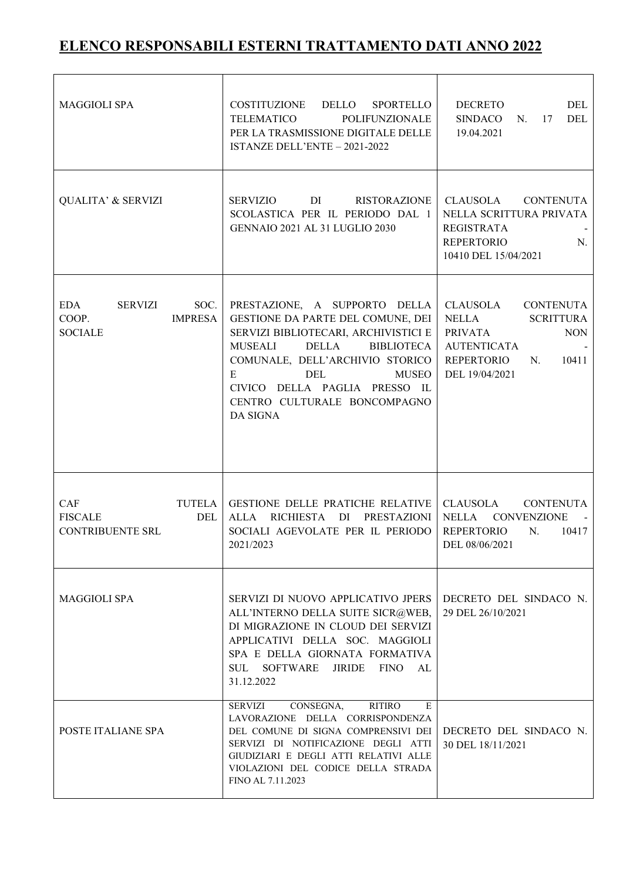## ELENCO RESPONSABILI ESTERNI TRATTAMENTO DATI ANNO 2022

| | | |
|---|---|---|
| MAGGIOLI SPA | COSTITUZIONE DELLO SPORTELLO TELEMATICO POLIFUNZIONALE PER LA TRASMISSIONE DIGITALE DELLE ISTANZE DELL'ENTE – 2021-2022 | DECRETO DEL SINDACO N. 17 DEL 19.04.2021 |
| QUALITA' & SERVIZI | SERVIZIO DI RISTORAZIONE SCOLASTICA PER IL PERIODO DAL 1 GENNAIO 2021 AL 31 LUGLIO 2030 | CLAUSOLA CONTENUTA NELLA SCRITTURA PRIVATA REGISTRATA - REPERTORIO N. 10410 DEL 15/04/2021 |
| EDA SERVIZI SOC. COOP. IMPRESA SOCIALE | PRESTAZIONE, A SUPPORTO DELLA GESTIONE DA PARTE DEL COMUNE, DEI SERVIZI BIBLIOTECARI, ARCHIVISTICI E MUSEALI DELLA BIBLIOTECA COMUNALE, DELL'ARCHIVIO STORICO E DEL MUSEO CIVICO DELLA PAGLIA PRESSO IL CENTRO CULTURALE BONCOMPAGNO DA SIGNA | CLAUSOLA CONTENUTA NELLA SCRITTURA PRIVATA NON AUTENTICATA - REPERTORIO N. 10411 DEL 19/04/2021 |
| CAF TUTELA FISCALE DEL CONTRIBUENTE SRL | GESTIONE DELLE PRATICHE RELATIVE ALLA RICHIESTA DI PRESTAZIONI SOCIALI AGEVOLATE PER IL PERIODO 2021/2023 | CLAUSOLA CONTENUTA NELLA CONVENZIONE - REPERTORIO N. 10417 DEL 08/06/2021 |
| MAGGIOLI SPA | SERVIZI DI NUOVO APPLICATIVO JPERS ALL'INTERNO DELLA SUITE SICR@WEB, DI MIGRAZIONE IN CLOUD DEI SERVIZI APPLICATIVI DELLA SOC. MAGGIOLI SPA E DELLA GIORNATA FORMATIVA SUL SOFTWARE JIRIDE FINO AL 31.12.2022 | DECRETO DEL SINDACO N. 29 DEL 26/10/2021 |
| POSTE ITALIANE SPA | SERVIZI CONSEGNA, RITIRO E LAVORAZIONE DELLA CORRISPONDENZA DEL COMUNE DI SIGNA COMPRENSIVI DEI SERVIZI DI NOTIFICAZIONE DEGLI ATTI GIUDIZIARI E DEGLI ATTI RELATIVI ALLE VIOLAZIONI DEL CODICE DELLA STRADA FINO AL 7.11.2023 | DECRETO DEL SINDACO N. 30 DEL 18/11/2021 |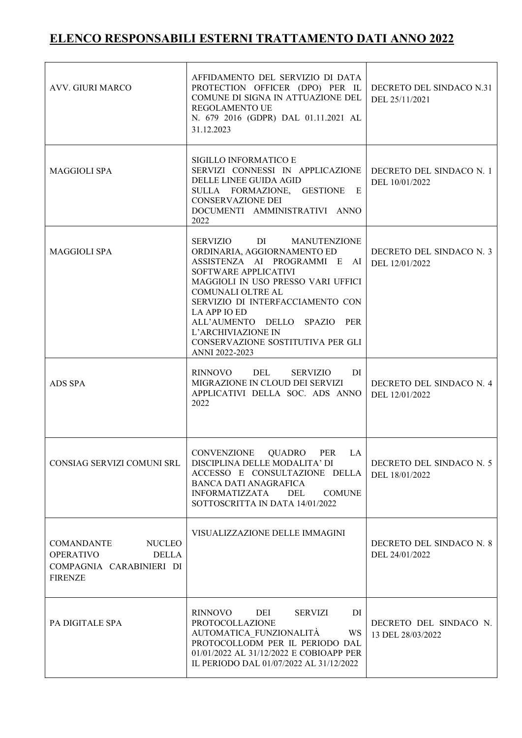# ELENCO RESPONSABILI ESTERNI TRATTAMENTO DATI ANNO 2022

| | | |
|---|---|---|
| AVV. GIURI MARCO | AFFIDAMENTO DEL SERVIZIO DI DATA PROTECTION OFFICER (DPO) PER IL COMUNE DI SIGNA IN ATTUAZIONE DEL REGOLAMENTO UE N. 679 2016 (GDPR) DAL 01.11.2021 AL 31.12.2023 | DECRETO DEL SINDACO N.31 DEL 25/11/2021 |
| MAGGIOLI SPA | SIGILLO INFORMATICO E SERVIZI CONNESSI IN APPLICAZIONE DELLE LINEE GUIDA AGID SULLA FORMAZIONE, GESTIONE E CONSERVAZIONE DEI DOCUMENTI AMMINISTRATIVI ANNO 2022 | DECRETO DEL SINDACO N. 1 DEL 10/01/2022 |
| MAGGIOLI SPA | SERVIZIO DI MANUTENZIONE ORDINARIA, AGGIORNAMENTO ED ASSISTENZA AI PROGRAMMI E AI SOFTWARE APPLICATIVI MAGGIOLI IN USO PRESSO VARI UFFICI COMUNALI OLTRE AL SERVIZIO DI INTERFACCIAMENTO CON LA APP IO ED ALL'AUMENTO DELLO SPAZIO PER L'ARCHIVIAZIONE IN CONSERVAZIONE SOSTITUTIVA PER GLI ANNI 2022-2023 | DECRETO DEL SINDACO N. 3 DEL 12/01/2022 |
| ADS SPA | RINNOVO DEL SERVIZIO DI MIGRAZIONE IN CLOUD DEI SERVIZI APPLICATIVI DELLA SOC. ADS ANNO 2022 | DECRETO DEL SINDACO N. 4 DEL 12/01/2022 |
| CONSIAG SERVIZI COMUNI SRL | CONVENZIONE QUADRO PER LA DISCIPLINA DELLE MODALITA' DI ACCESSO E CONSULTAZIONE DELLA BANCA DATI ANAGRAFICA INFORMATIZZATA DEL COMUNE SOTTOSCRITTA IN DATA 14/01/2022 | DECRETO DEL SINDACO N. 5 DEL 18/01/2022 |
| COMANDANTE NUCLEO OPERATIVO DELLA COMPAGNIA CARABINIERI DI FIRENZE | VISUALIZZAZIONE DELLE IMMAGINI | DECRETO DEL SINDACO N. 8 DEL 24/01/2022 |
| PA DIGITALE SPA | RINNOVO DEI SERVIZI DI PROTOCOLLAZIONE AUTOMATICA_FUNZIONALITÀ WS PROTOCOLLODM PER IL PERIODO DAL 01/01/2022 AL 31/12/2022 E COBIOAPP PER IL PERIODO DAL 01/07/2022 AL 31/12/2022 | DECRETO DEL SINDACO N. 13 DEL 28/03/2022 |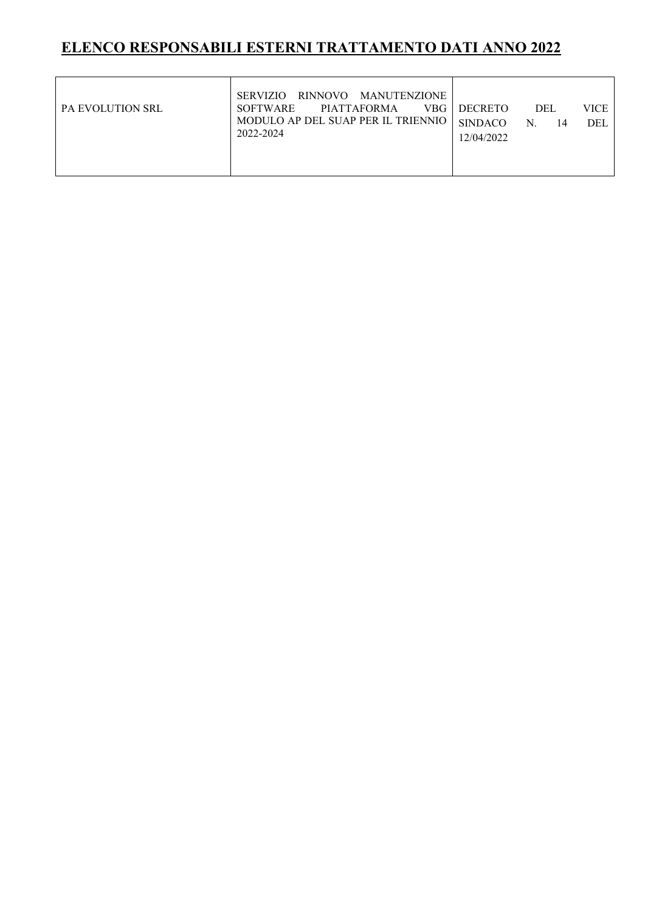## ELENCO RESPONSABILI ESTERNI TRATTAMENTO DATI ANNO 2022

| | | |
|---|---|---|
| PA EVOLUTION SRL | SERVIZIO RINNOVO MANUTENZIONE SOFTWARE PIATTAFORMA VBG MODULO AP DEL SUAP PER IL TRIENNIO 2022-2024 | DECRETO DEL VICE SINDACO N. 14 DEL 12/04/2022 |